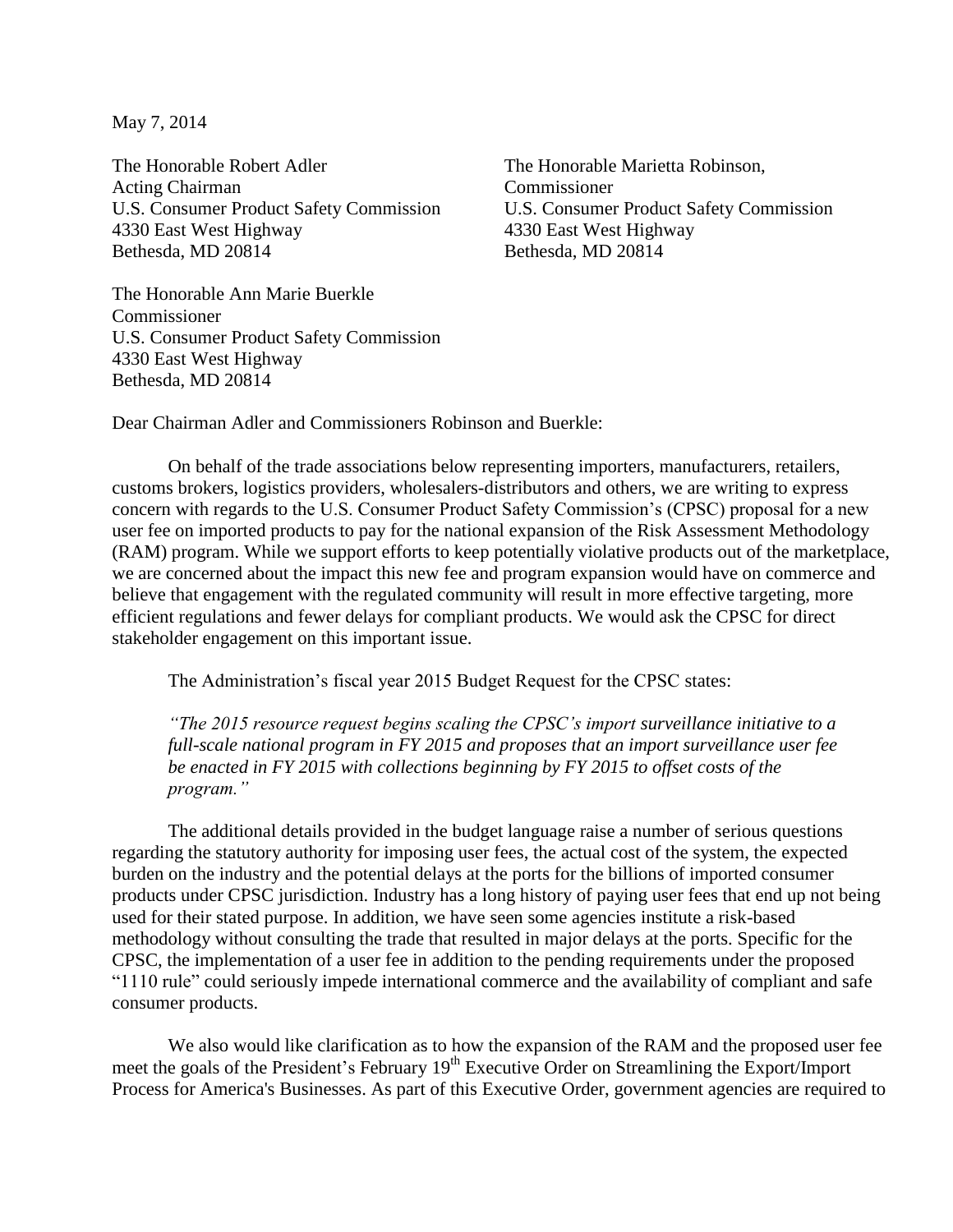May 7, 2014

The Honorable Robert Adler
Acting Chairman
U.S. Consumer Product Safety Commission
4330 East West Highway
Bethesda, MD 20814

The Honorable Marietta Robinson,
Commissioner
U.S. Consumer Product Safety Commission
4330 East West Highway
Bethesda, MD 20814

The Honorable Ann Marie Buerkle
Commissioner
U.S. Consumer Product Safety Commission
4330 East West Highway
Bethesda, MD 20814

Dear Chairman Adler and Commissioners Robinson and Buerkle:

On behalf of the trade associations below representing importers, manufacturers, retailers, customs brokers, logistics providers, wholesalers-distributors and others, we are writing to express concern with regards to the U.S. Consumer Product Safety Commission's (CPSC) proposal for a new user fee on imported products to pay for the national expansion of the Risk Assessment Methodology (RAM) program. While we support efforts to keep potentially violative products out of the marketplace, we are concerned about the impact this new fee and program expansion would have on commerce and believe that engagement with the regulated community will result in more effective targeting, more efficient regulations and fewer delays for compliant products. We would ask the CPSC for direct stakeholder engagement on this important issue.

The Administration's fiscal year 2015 Budget Request for the CPSC states:

*"The 2015 resource request begins scaling the CPSC's import surveillance initiative to a full-scale national program in FY 2015 and proposes that an import surveillance user fee be enacted in FY 2015 with collections beginning by FY 2015 to offset costs of the program."*

The additional details provided in the budget language raise a number of serious questions regarding the statutory authority for imposing user fees, the actual cost of the system, the expected burden on the industry and the potential delays at the ports for the billions of imported consumer products under CPSC jurisdiction. Industry has a long history of paying user fees that end up not being used for their stated purpose. In addition, we have seen some agencies institute a risk-based methodology without consulting the trade that resulted in major delays at the ports. Specific for the CPSC, the implementation of a user fee in addition to the pending requirements under the proposed "1110 rule" could seriously impede international commerce and the availability of compliant and safe consumer products.

We also would like clarification as to how the expansion of the RAM and the proposed user fee meet the goals of the President's February 19th Executive Order on Streamlining the Export/Import Process for America's Businesses. As part of this Executive Order, government agencies are required to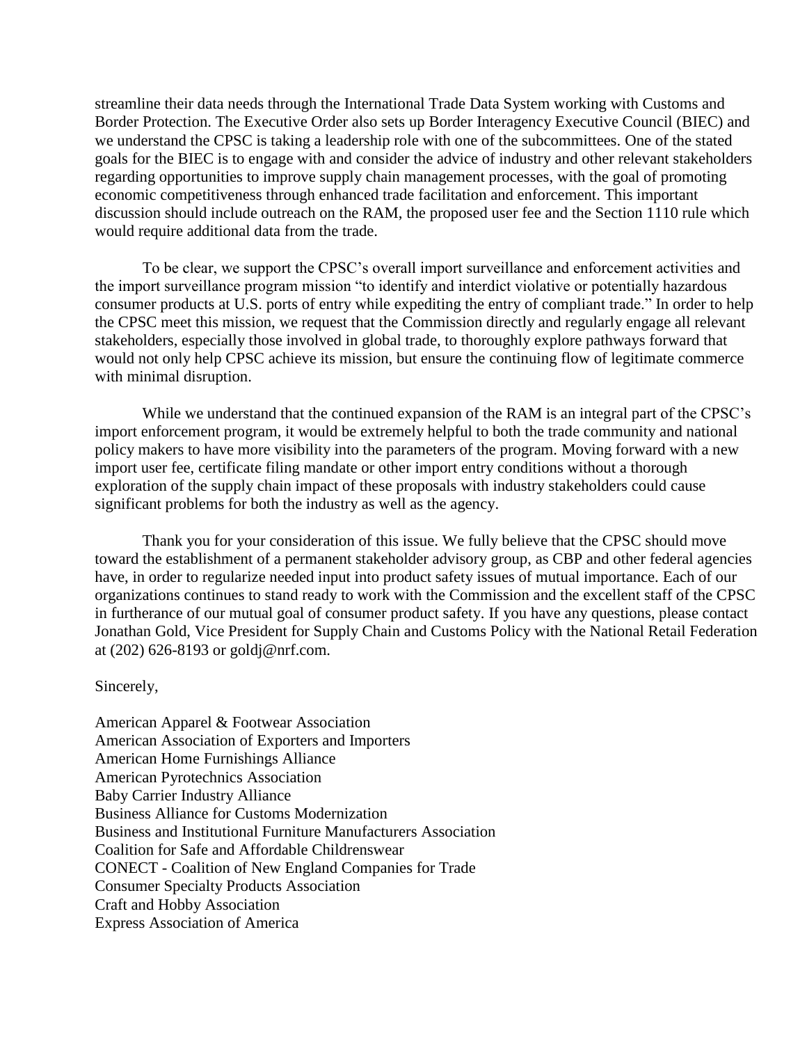streamline their data needs through the International Trade Data System working with Customs and Border Protection. The Executive Order also sets up Border Interagency Executive Council (BIEC) and we understand the CPSC is taking a leadership role with one of the subcommittees. One of the stated goals for the BIEC is to engage with and consider the advice of industry and other relevant stakeholders regarding opportunities to improve supply chain management processes, with the goal of promoting economic competitiveness through enhanced trade facilitation and enforcement. This important discussion should include outreach on the RAM, the proposed user fee and the Section 1110 rule which would require additional data from the trade.

To be clear, we support the CPSC's overall import surveillance and enforcement activities and the import surveillance program mission "to identify and interdict violative or potentially hazardous consumer products at U.S. ports of entry while expediting the entry of compliant trade." In order to help the CPSC meet this mission, we request that the Commission directly and regularly engage all relevant stakeholders, especially those involved in global trade, to thoroughly explore pathways forward that would not only help CPSC achieve its mission, but ensure the continuing flow of legitimate commerce with minimal disruption.

While we understand that the continued expansion of the RAM is an integral part of the CPSC's import enforcement program, it would be extremely helpful to both the trade community and national policy makers to have more visibility into the parameters of the program. Moving forward with a new import user fee, certificate filing mandate or other import entry conditions without a thorough exploration of the supply chain impact of these proposals with industry stakeholders could cause significant problems for both the industry as well as the agency.

Thank you for your consideration of this issue. We fully believe that the CPSC should move toward the establishment of a permanent stakeholder advisory group, as CBP and other federal agencies have, in order to regularize needed input into product safety issues of mutual importance. Each of our organizations continues to stand ready to work with the Commission and the excellent staff of the CPSC in furtherance of our mutual goal of consumer product safety. If you have any questions, please contact Jonathan Gold, Vice President for Supply Chain and Customs Policy with the National Retail Federation at (202) 626-8193 or goldj@nrf.com.

Sincerely,

American Apparel & Footwear Association
American Association of Exporters and Importers
American Home Furnishings Alliance
American Pyrotechnics Association
Baby Carrier Industry Alliance
Business Alliance for Customs Modernization
Business and Institutional Furniture Manufacturers Association
Coalition for Safe and Affordable Childrenswear
CONECT - Coalition of New England Companies for Trade
Consumer Specialty Products Association
Craft and Hobby Association
Express Association of America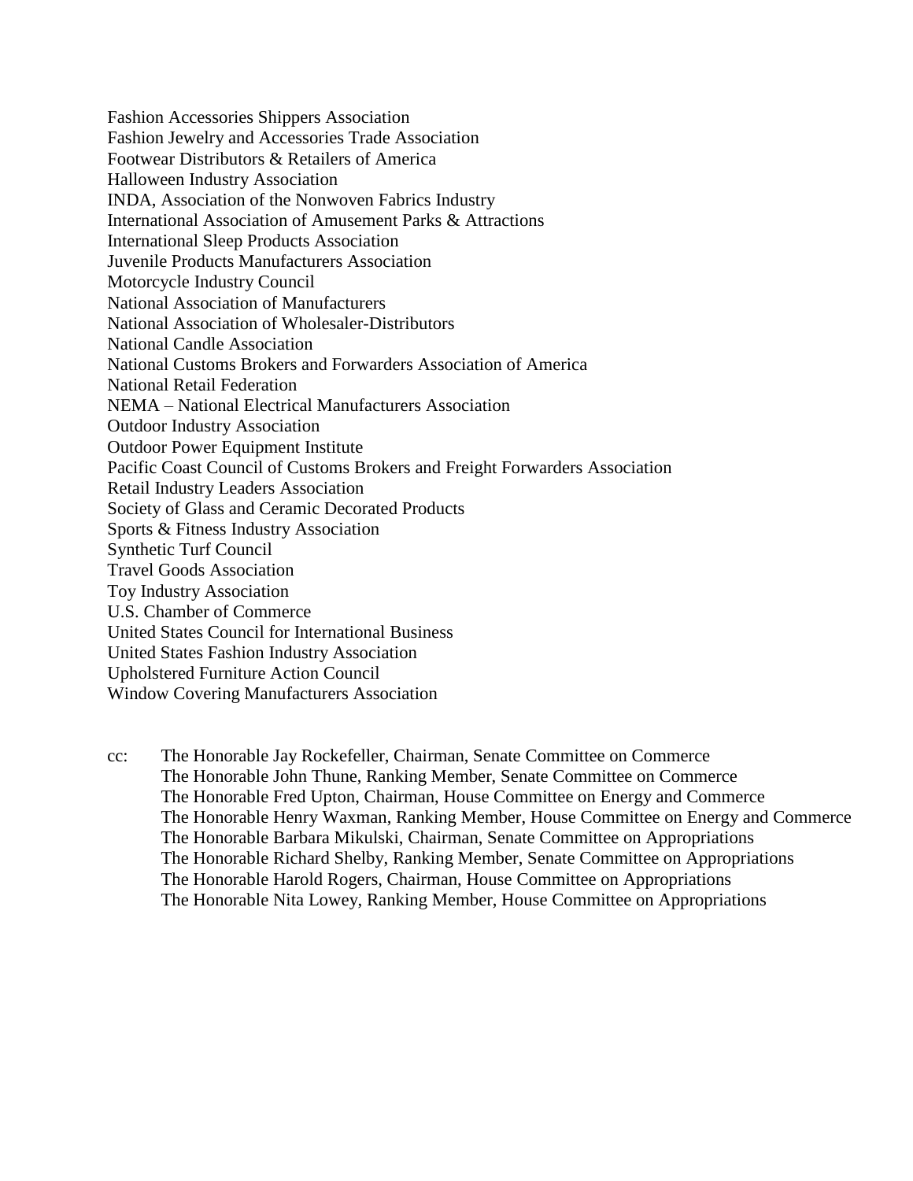Fashion Accessories Shippers Association
Fashion Jewelry and Accessories Trade Association
Footwear Distributors & Retailers of America
Halloween Industry Association
INDA, Association of the Nonwoven Fabrics Industry
International Association of Amusement Parks & Attractions
International Sleep Products Association
Juvenile Products Manufacturers Association
Motorcycle Industry Council
National Association of Manufacturers
National Association of Wholesaler-Distributors
National Candle Association
National Customs Brokers and Forwarders Association of America
National Retail Federation
NEMA – National Electrical Manufacturers Association
Outdoor Industry Association
Outdoor Power Equipment Institute
Pacific Coast Council of Customs Brokers and Freight Forwarders Association
Retail Industry Leaders Association
Society of Glass and Ceramic Decorated Products
Sports & Fitness Industry Association
Synthetic Turf Council
Travel Goods Association
Toy Industry Association
U.S. Chamber of Commerce
United States Council for International Business
United States Fashion Industry Association
Upholstered Furniture Action Council
Window Covering Manufacturers Association

cc: The Honorable Jay Rockefeller, Chairman, Senate Committee on Commerce
The Honorable John Thune, Ranking Member, Senate Committee on Commerce
The Honorable Fred Upton, Chairman, House Committee on Energy and Commerce
The Honorable Henry Waxman, Ranking Member, House Committee on Energy and Commerce
The Honorable Barbara Mikulski, Chairman, Senate Committee on Appropriations
The Honorable Richard Shelby, Ranking Member, Senate Committee on Appropriations
The Honorable Harold Rogers, Chairman, House Committee on Appropriations
The Honorable Nita Lowey, Ranking Member, House Committee on Appropriations